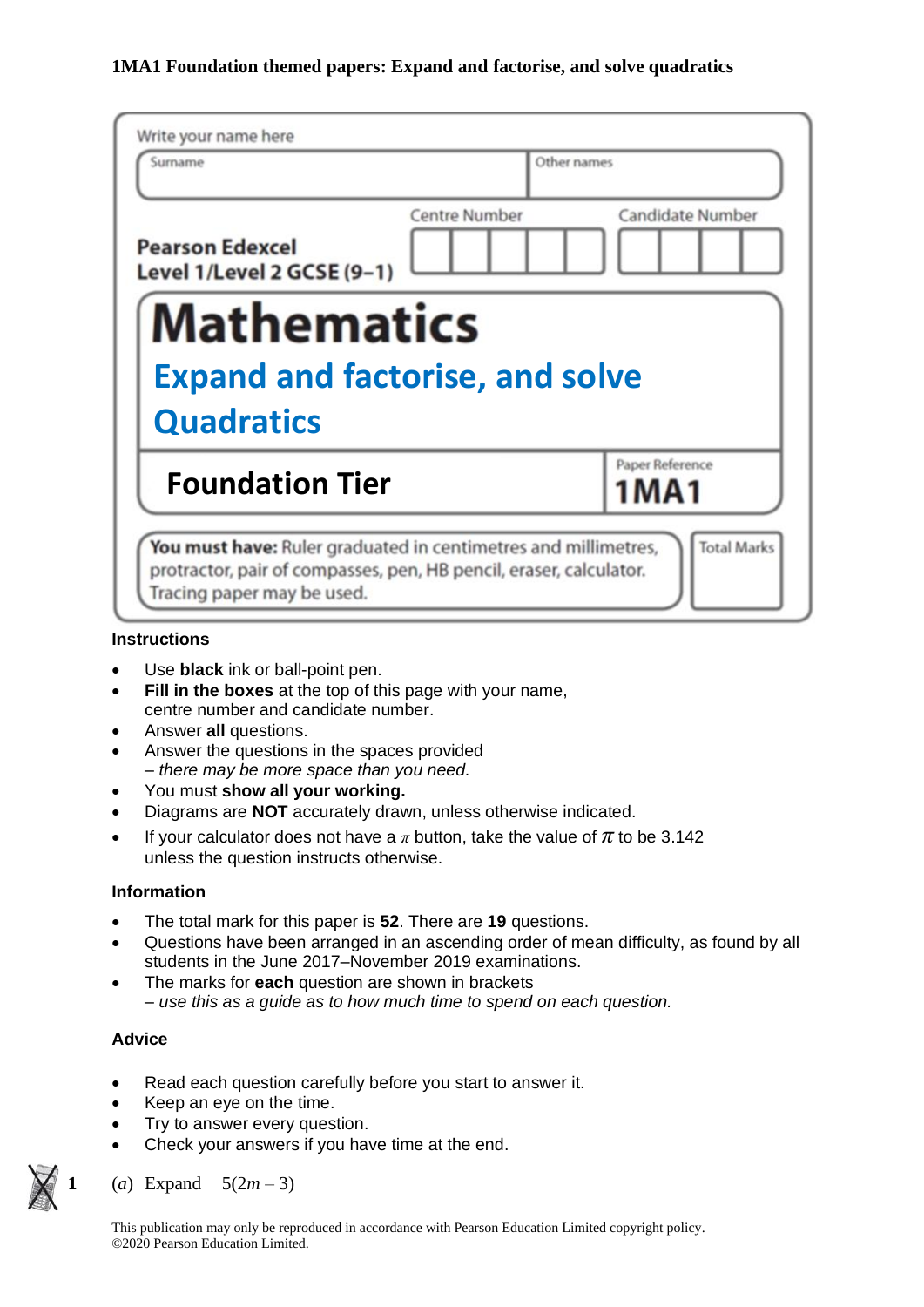**1MA1 Foundation themed papers: Expand and factorise, and solve quadratics**

Write your name here

| Surname | Other names |
|---|---|
| | |

**Pearson Edexcel**
**Level 1/Level 2 GCSE (9–1)**

Centre Number | Candidate Number

# Mathematics

## Expand and factorise, and solve Quadratics

**Foundation Tier**

Paper Reference **1MA1**

**You must have:** Ruler graduated in centimetres and millimetres, protractor, pair of compasses, pen, HB pencil, eraser, calculator. Tracing paper may be used.

Total Marks

### Instructions

- Use **black** ink or ball-point pen.
- **Fill in the boxes** at the top of this page with your name, centre number and candidate number.
- Answer **all** questions.
- Answer the questions in the spaces provided
  *– there may be more space than you need.*
- You must **show all your working.**
- Diagrams are **NOT** accurately drawn, unless otherwise indicated.
- If your calculator does not have a $\pi$ button, take the value of $\pi$ to be 3.142 unless the question instructs otherwise.

### Information

- The total mark for this paper is **52**. There are **19** questions.
- Questions have been arranged in an ascending order of mean difficulty, as found by all students in the June 2017–November 2019 examinations.
- The marks for **each** question are shown in brackets
  *– use this as a guide as to how much time to spend on each question.*

### Advice

- Read each question carefully before you start to answer it.
- Keep an eye on the time.
- Try to answer every question.
- Check your answers if you have time at the end.

**1** (*a*) Expand $5(2m - 3)$

This publication may only be reproduced in accordance with Pearson Education Limited copyright policy.
©2020 Pearson Education Limited.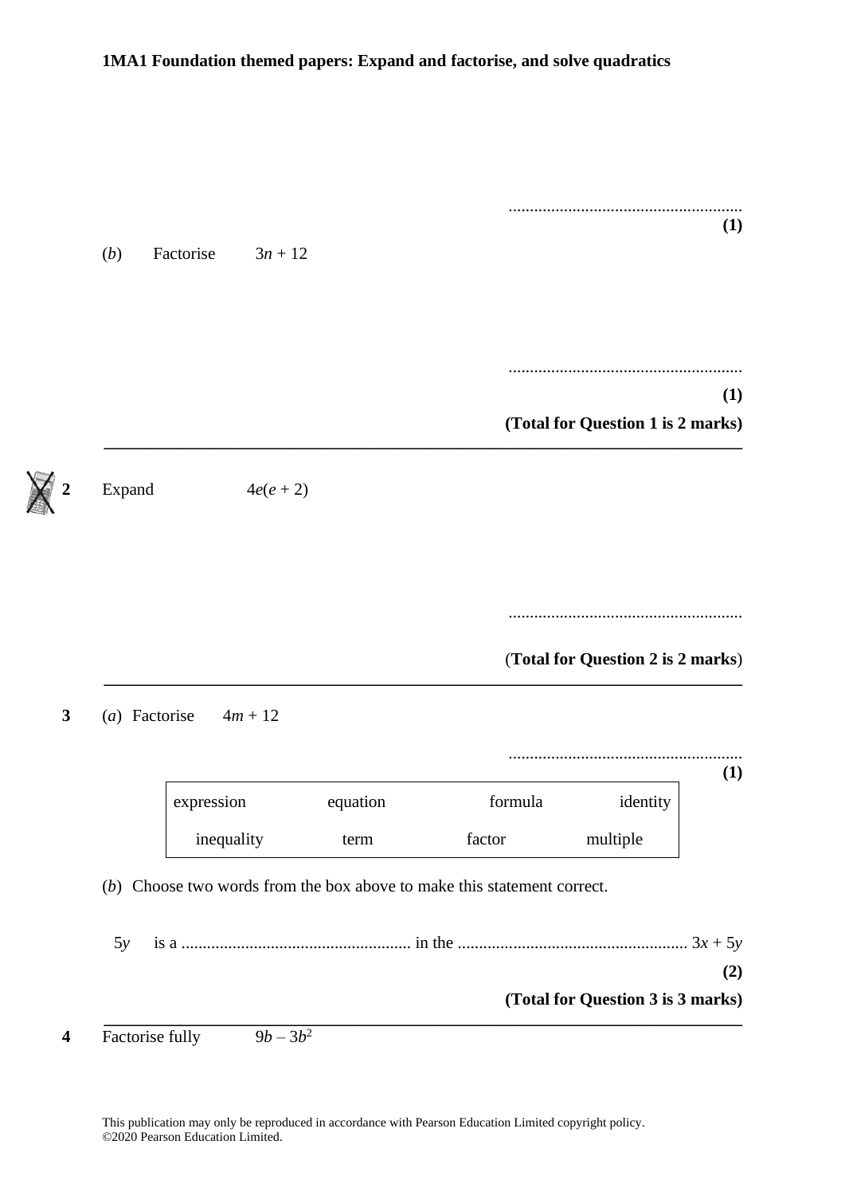**1MA1 Foundation themed papers: Expand and factorise, and solve quadratics**

.......................................................
**(1)**

(*b*) Factorise $3n + 12$

.......................................................
**(1)**

**(Total for Question 1 is 2 marks)**

---

**2** Expand $4e(e + 2)$

.......................................................

(**Total for Question 2 is 2 marks**)

---

**3** (*a*) Factorise $4m + 12$

.......................................................
**(1)**

| expression | equation | formula | identity |
|---|---|---|---|
| inequality | term | factor | multiple |

(*b*) Choose two words from the box above to make this statement correct.

$5y$ is a ...................................................... in the ...................................................... $3x + 5y$

**(2)**

**(Total for Question 3 is 3 marks)**

---

**4** Factorise fully $9b - 3b^2$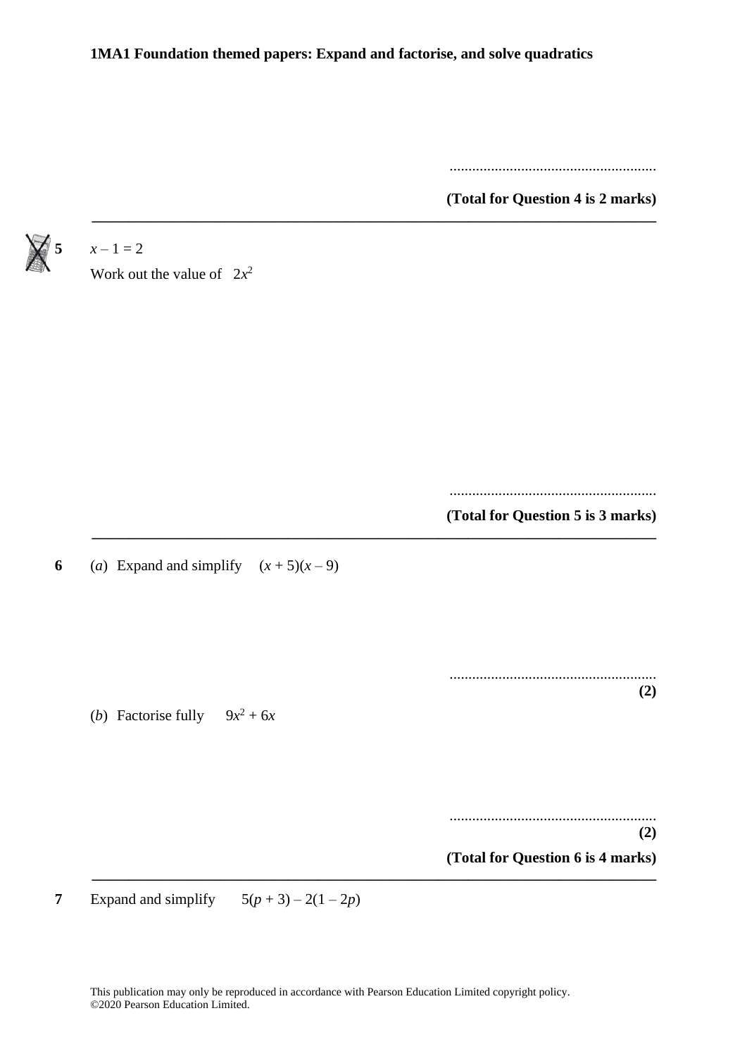......................................................

**(Total for Question 4 is 2 marks)**

---

**5** $x - 1 = 2$

Work out the value of $2x^2$

......................................................

**(Total for Question 5 is 3 marks)**

---

**6** (*a*) Expand and simplify $(x + 5)(x - 9)$

......................................................

**(2)**

(*b*) Factorise fully $9x^2 + 6x$

......................................................

**(2)**

**(Total for Question 6 is 4 marks)**

---

**7** Expand and simplify $5(p + 3) - 2(1 - 2p)$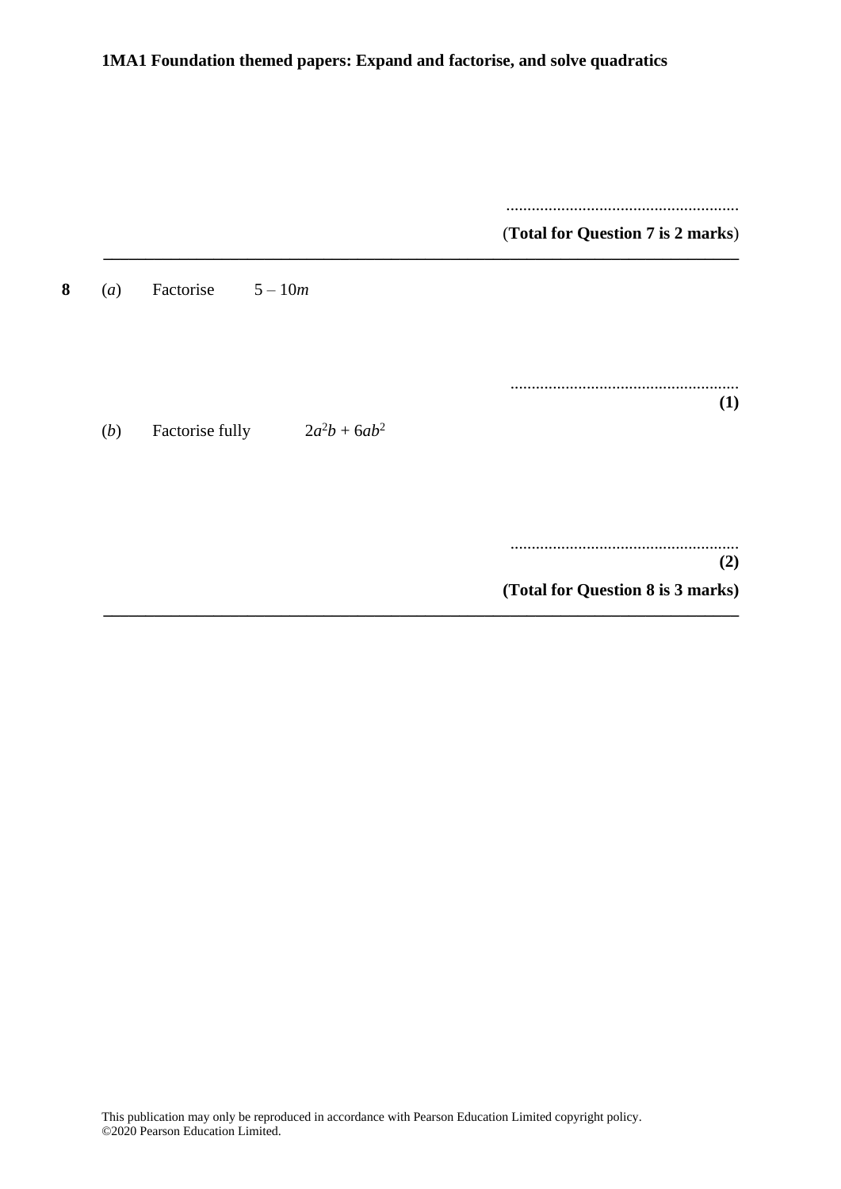.......................................................

(**Total for Question 7 is 2 marks**)

---

**8** (*a*) Factorise $5 - 10m$

.......................................................

**(1)**

(*b*) Factorise fully $2a^2b + 6ab^2$

.......................................................

**(2)**

**(Total for Question 8 is 3 marks)**

---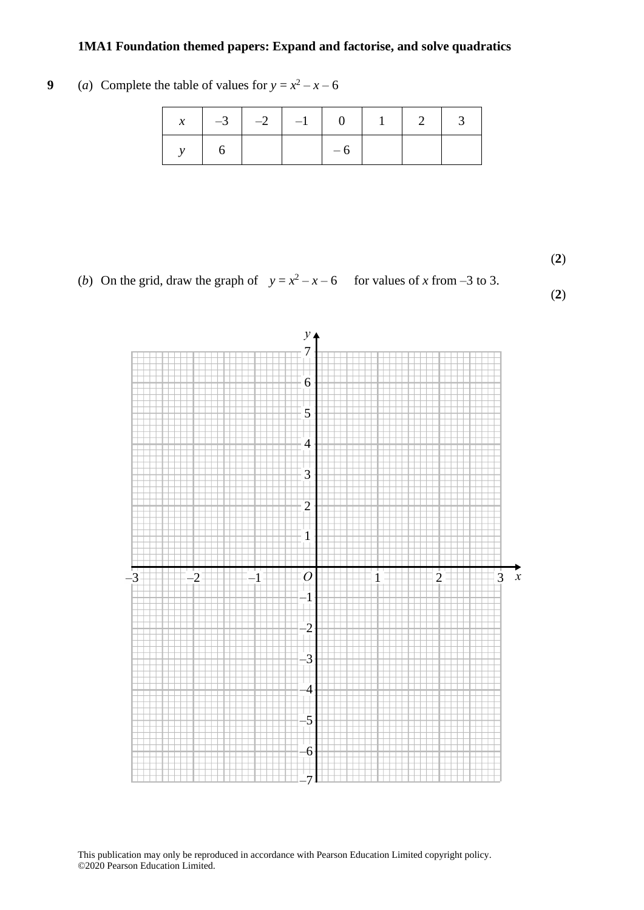**1MA1 Foundation themed papers: Expand and factorise, and solve quadratics**

**9** (*a*) Complete the table of values for $y = x^2 - x - 6$

| $x$ | $-3$ | $-2$ | $-1$ | $0$ | $1$ | $2$ | $3$ |
|---|---|---|---|---|---|---|---|
| $y$ | $6$ | | | $-6$ | | | |

**(2)**

(*b*) On the grid, draw the graph of $y = x^2 - x - 6$ for values of $x$ from $-3$ to $3$.

**(2)**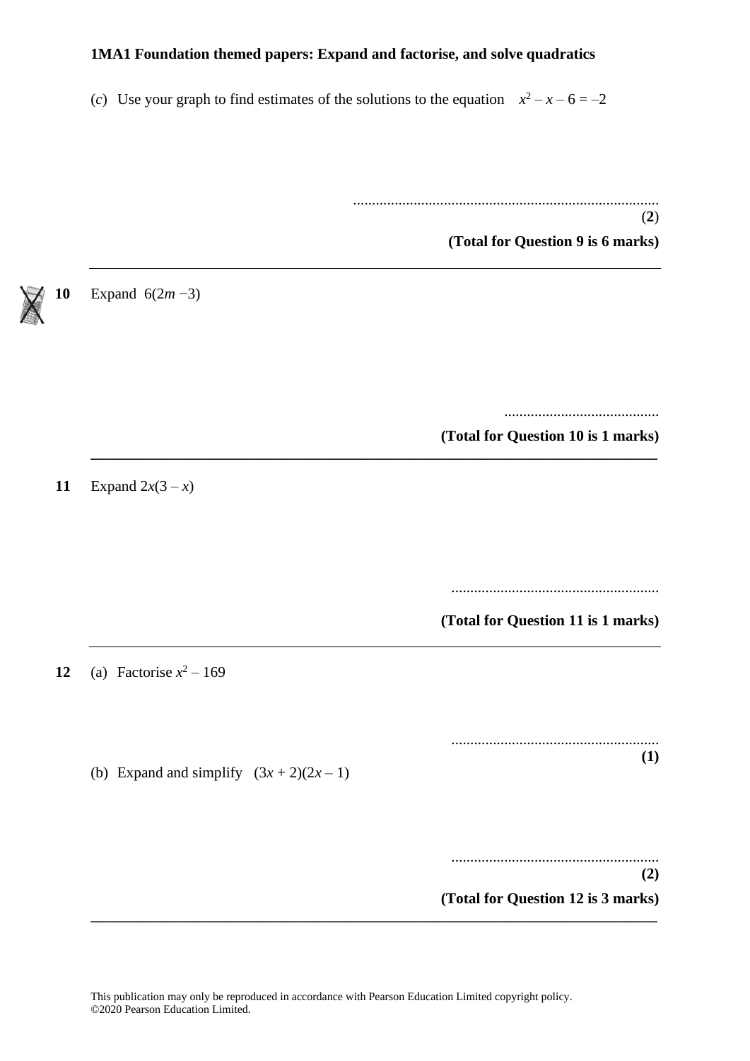(*c*) Use your graph to find estimates of the solutions to the equation $x^2 - x - 6 = -2$

..................................................................................

(**2**)

**(Total for Question 9 is 6 marks)**

---

**10** Expand $6(2m - 3)$

..........................................

**(Total for Question 10 is 1 marks)**

---

**11** Expand $2x(3 - x)$

.......................................................

**(Total for Question 11 is 1 marks)**

---

**12** (a) Factorise $x^2 - 169$

.......................................................

**(1)**

(b) Expand and simplify $(3x + 2)(2x - 1)$

.......................................................

**(2)**

**(Total for Question 12 is 3 marks)**

---

This publication may only be reproduced in accordance with Pearson Education Limited copyright policy.
©2020 Pearson Education Limited.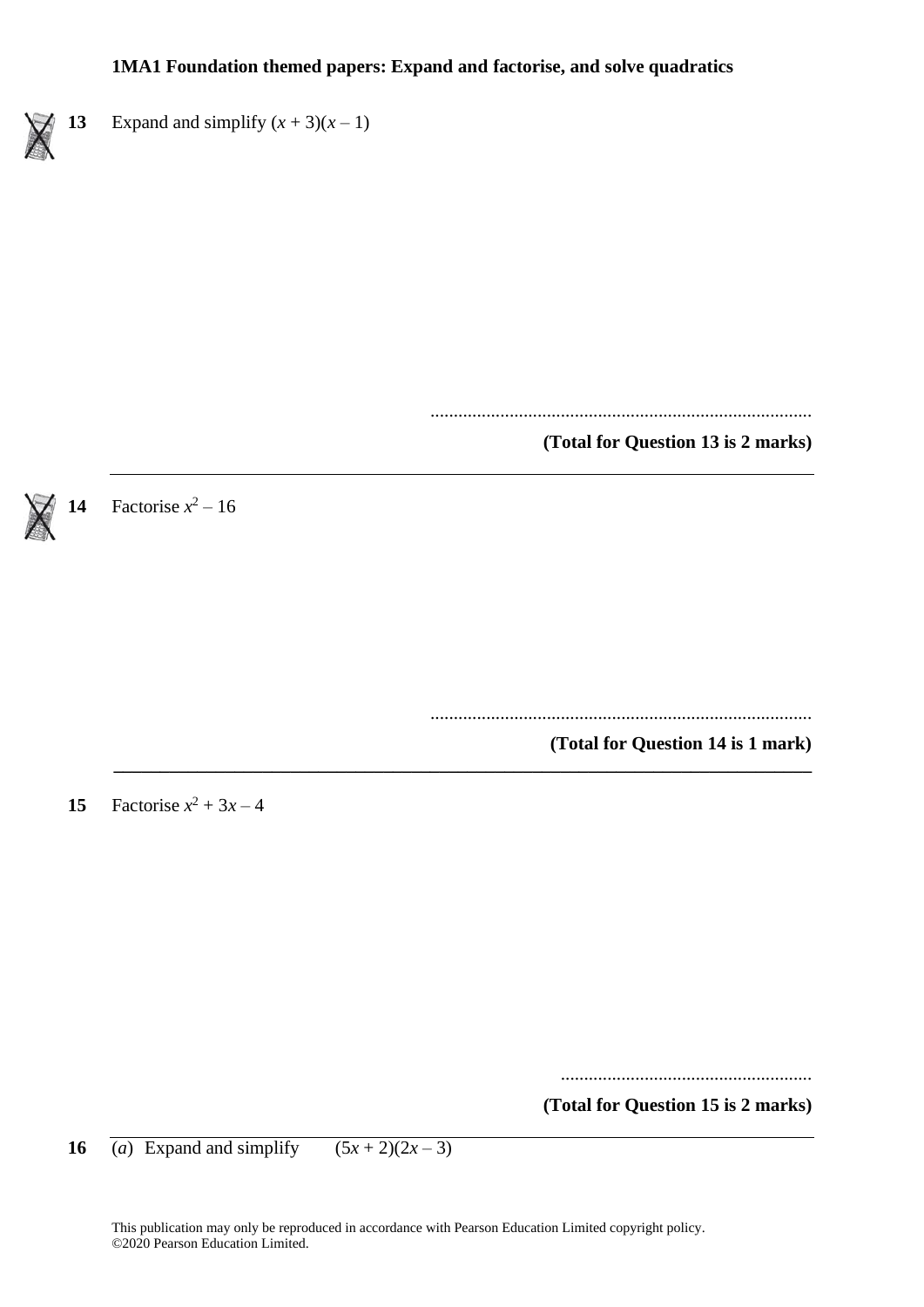**1MA1 Foundation themed papers: Expand and factorise, and solve quadratics**

**13** Expand and simplify $(x + 3)(x – 1)$

..................................................................................

**(Total for Question 13 is 2 marks)**

---

**14** Factorise $x^2 – 16$

..................................................................................

**(Total for Question 14 is 1 mark)**

---

**15** Factorise $x^2 + 3x – 4$

......................................................

**(Total for Question 15 is 2 marks)**

---

**16** (*a*) Expand and simplify $(5x + 2)(2x – 3)$

This publication may only be reproduced in accordance with Pearson Education Limited copyright policy.
©2020 Pearson Education Limited.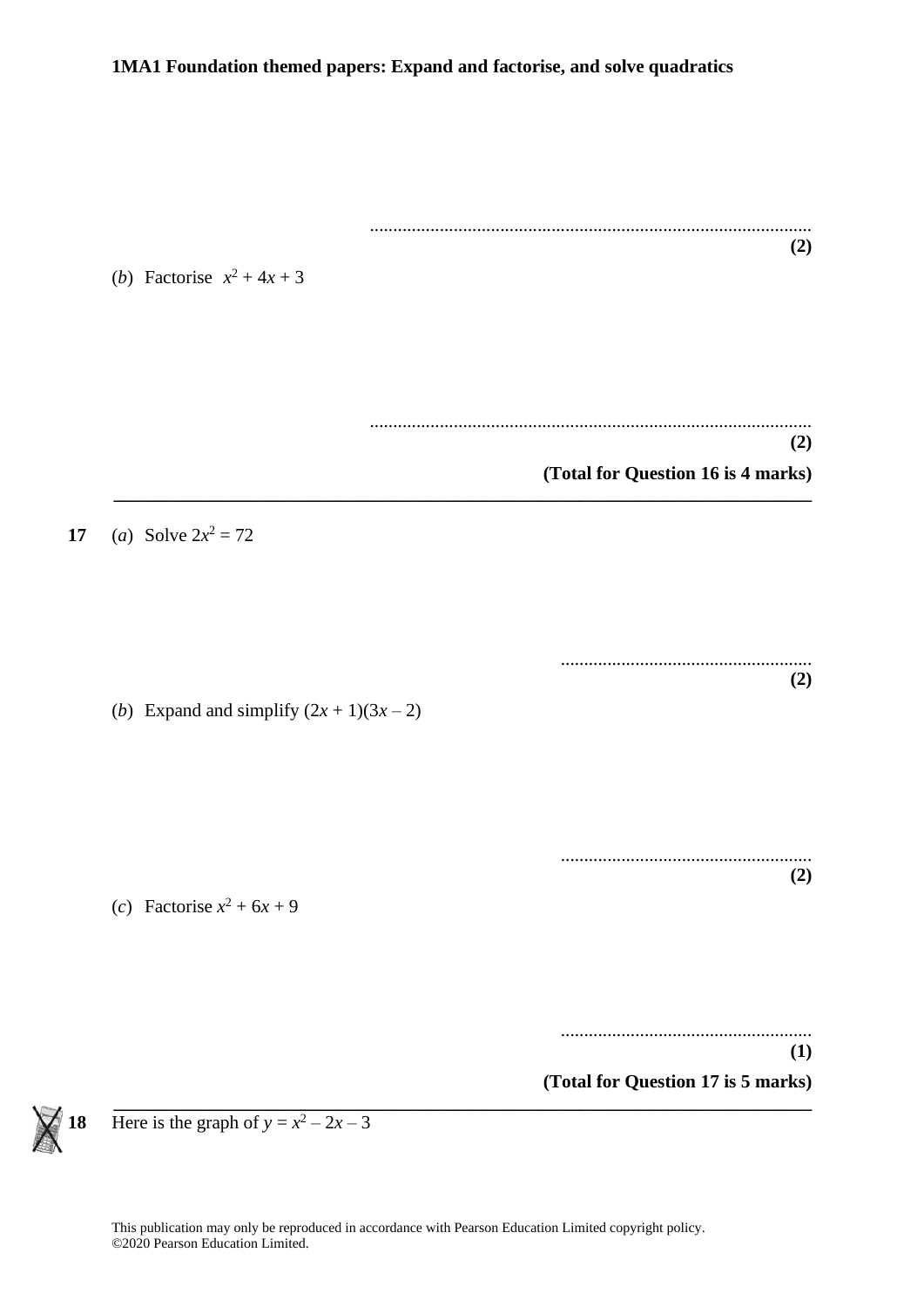..............................................................................................

**(2)**

(*b*) Factorise $x^2 + 4x + 3$

..............................................................................................

**(2)**

**(Total for Question 16 is 4 marks)**

---

**17** (*a*) Solve $2x^2 = 72$

......................................................

**(2)**

(*b*) Expand and simplify $(2x + 1)(3x – 2)$

......................................................

**(2)**

(*c*) Factorise $x^2 + 6x + 9$

......................................................

**(1)**

**(Total for Question 17 is 5 marks)**

---

**18** Here is the graph of $y = x^2 – 2x – 3$

This publication may only be reproduced in accordance with Pearson Education Limited copyright policy.
©2020 Pearson Education Limited.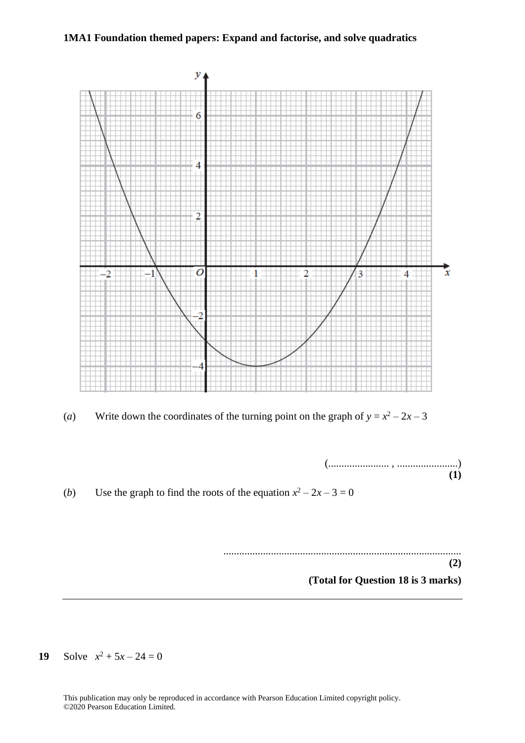(*a*) Write down the coordinates of the turning point on the graph of $y = x^2 - 2x - 3$

(...................... , ......................)

**(1)**

(*b*) Use the graph to find the roots of the equation $x^2 - 2x - 3 = 0$

.........................................................................................

**(2)**

**(Total for Question 18 is 3 marks)**

---

**19** Solve $x^2 + 5x - 24 = 0$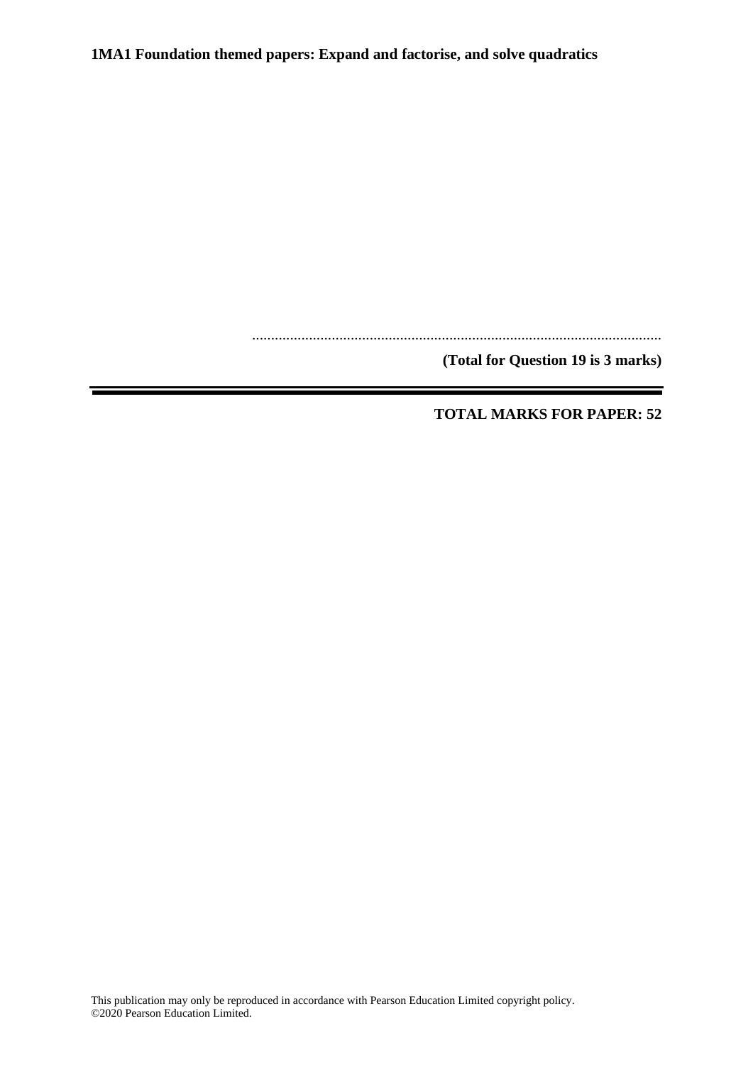.......................................................................................................

**(Total for Question 19 is 3 marks)**

---

**TOTAL MARKS FOR PAPER: 52**